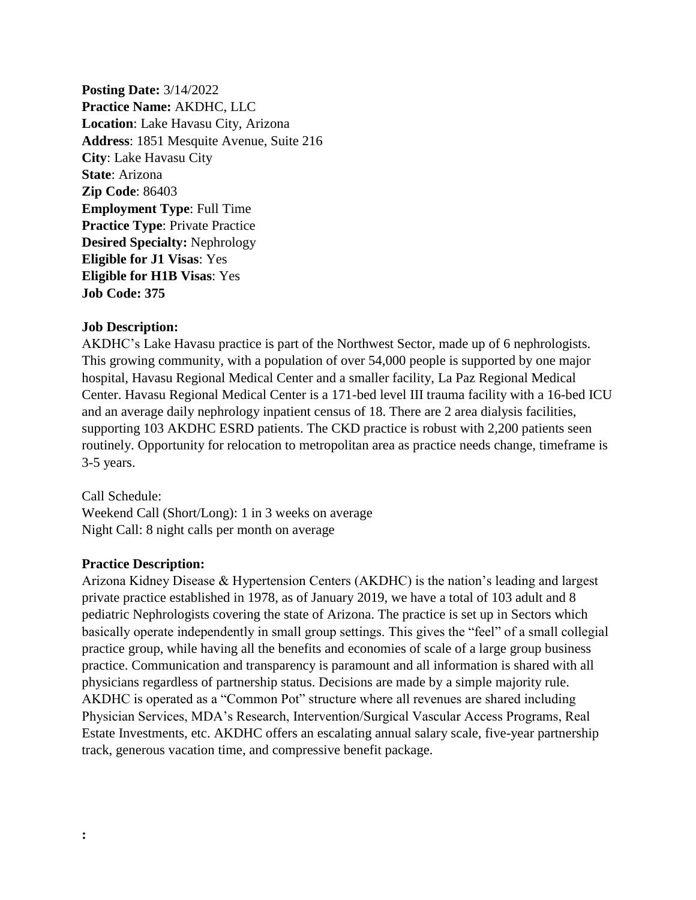**Posting Date:** 3/14/2022
**Practice Name:** AKDHC, LLC
**Location**: Lake Havasu City, Arizona
**Address**: 1851 Mesquite Avenue, Suite 216
**City**: Lake Havasu City
**State**: Arizona
**Zip Code**: 86403
**Employment Type**: Full Time
**Practice Type**: Private Practice
**Desired Specialty:** Nephrology
**Eligible for J1 Visas**: Yes
**Eligible for H1B Visas**: Yes
**Job Code: 375**

**Job Description:**
AKDHC's Lake Havasu practice is part of the Northwest Sector, made up of 6 nephrologists. This growing community, with a population of over 54,000 people is supported by one major hospital, Havasu Regional Medical Center and a smaller facility, La Paz Regional Medical Center. Havasu Regional Medical Center is a 171-bed level III trauma facility with a 16-bed ICU and an average daily nephrology inpatient census of 18. There are 2 area dialysis facilities, supporting 103 AKDHC ESRD patients. The CKD practice is robust with 2,200 patients seen routinely. Opportunity for relocation to metropolitan area as practice needs change, timeframe is 3-5 years.

Call Schedule:
Weekend Call (Short/Long): 1 in 3 weeks on average
Night Call: 8 night calls per month on average

**Practice Description:**
Arizona Kidney Disease & Hypertension Centers (AKDHC) is the nation's leading and largest private practice established in 1978, as of January 2019, we have a total of 103 adult and 8 pediatric Nephrologists covering the state of Arizona. The practice is set up in Sectors which basically operate independently in small group settings. This gives the "feel" of a small collegial practice group, while having all the benefits and economies of scale of a large group business practice. Communication and transparency is paramount and all information is shared with all physicians regardless of partnership status. Decisions are made by a simple majority rule. AKDHC is operated as a "Common Pot" structure where all revenues are shared including Physician Services, MDA's Research, Intervention/Surgical Vascular Access Programs, Real Estate Investments, etc. AKDHC offers an escalating annual salary scale, five-year partnership track, generous vacation time, and compressive benefit package.

**:**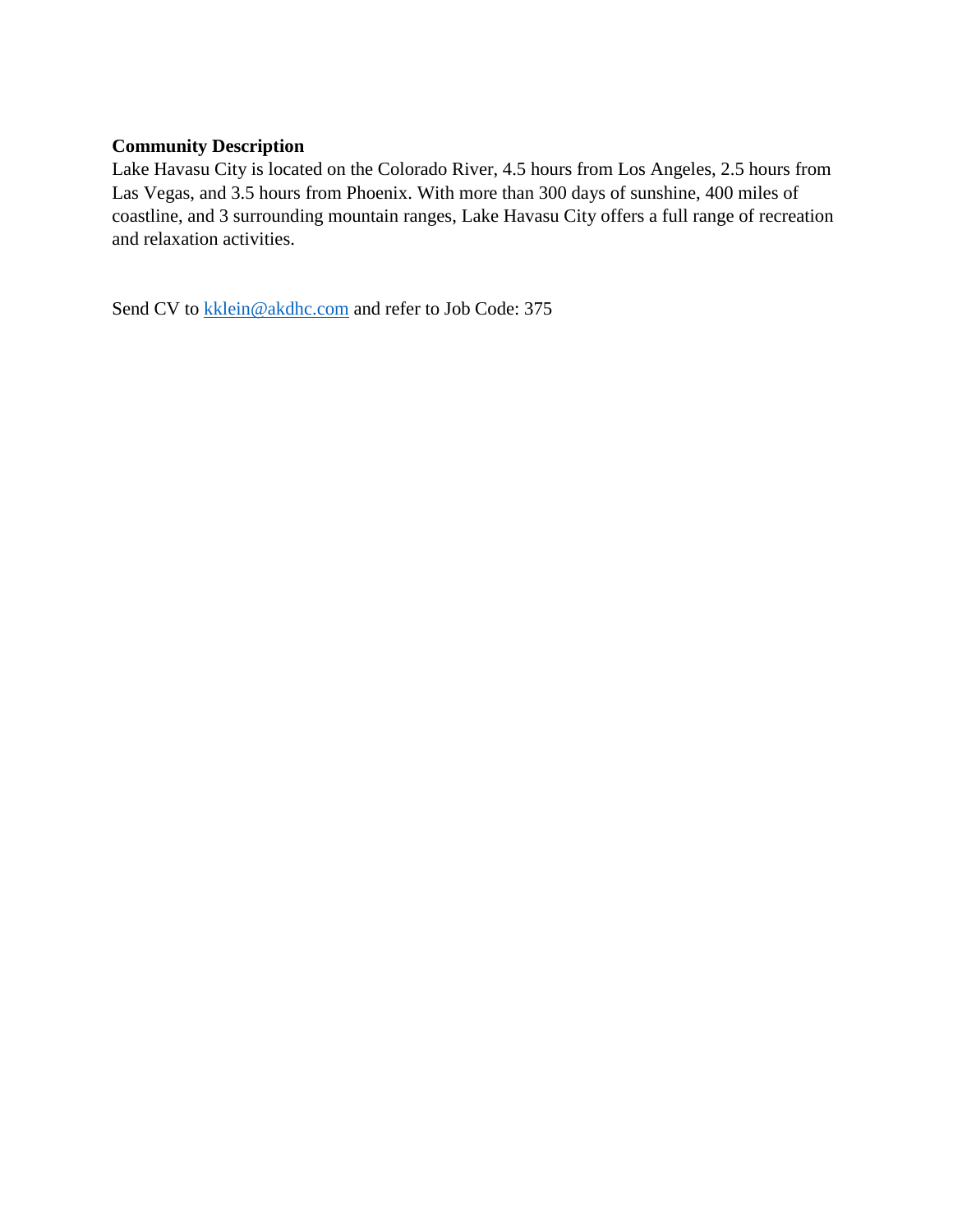**Community Description**

Lake Havasu City is located on the Colorado River, 4.5 hours from Los Angeles, 2.5 hours from Las Vegas, and 3.5 hours from Phoenix. With more than 300 days of sunshine, 400 miles of coastline, and 3 surrounding mountain ranges, Lake Havasu City offers a full range of recreation and relaxation activities.

Send CV to kklein@akdhc.com and refer to Job Code: 375